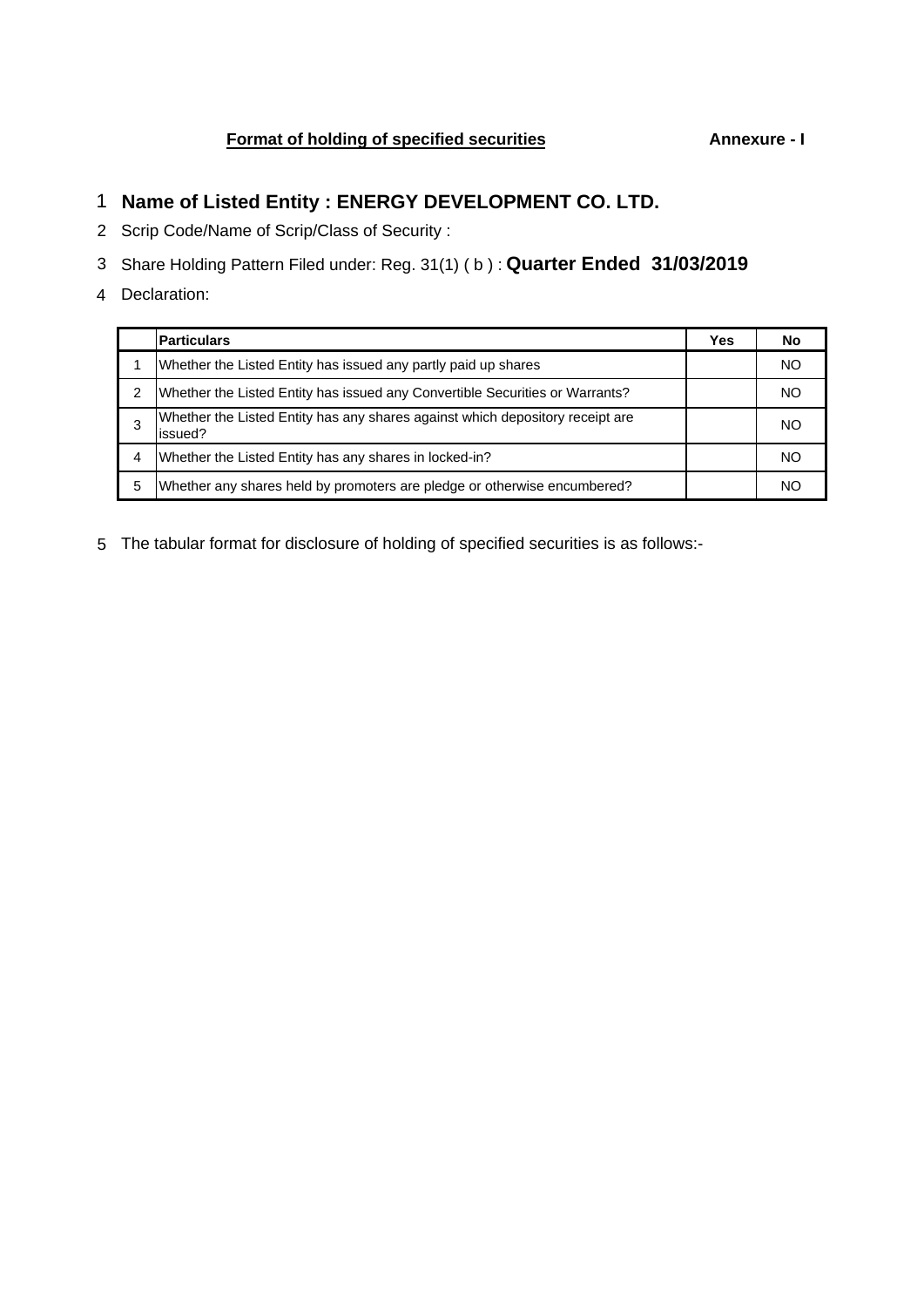**Format of holding of specified securities** **Annexure - I**

1 **Name of Listed Entity : ENERGY DEVELOPMENT CO. LTD.**

2 Scrip Code/Name of Scrip/Class of Security :

3 Share Holding Pattern Filed under: Reg. 31(1) ( b ) : **Quarter Ended 31/03/2019**

4 Declaration:

| | **Particulars** | **Yes** | **No** |
|---|---|---|---|
| 1 | Whether the Listed Entity has issued any partly paid up shares | | NO |
| 2 | Whether the Listed Entity has issued any Convertible Securities or Warrants? | | NO |
| 3 | Whether the Listed Entity has any shares against which depository receipt are issued? | | NO |
| 4 | Whether the Listed Entity has any shares in locked-in? | | NO |
| 5 | Whether any shares held by promoters are pledge or otherwise encumbered? | | NO |

5 The tabular format for disclosure of holding of specified securities is as follows:-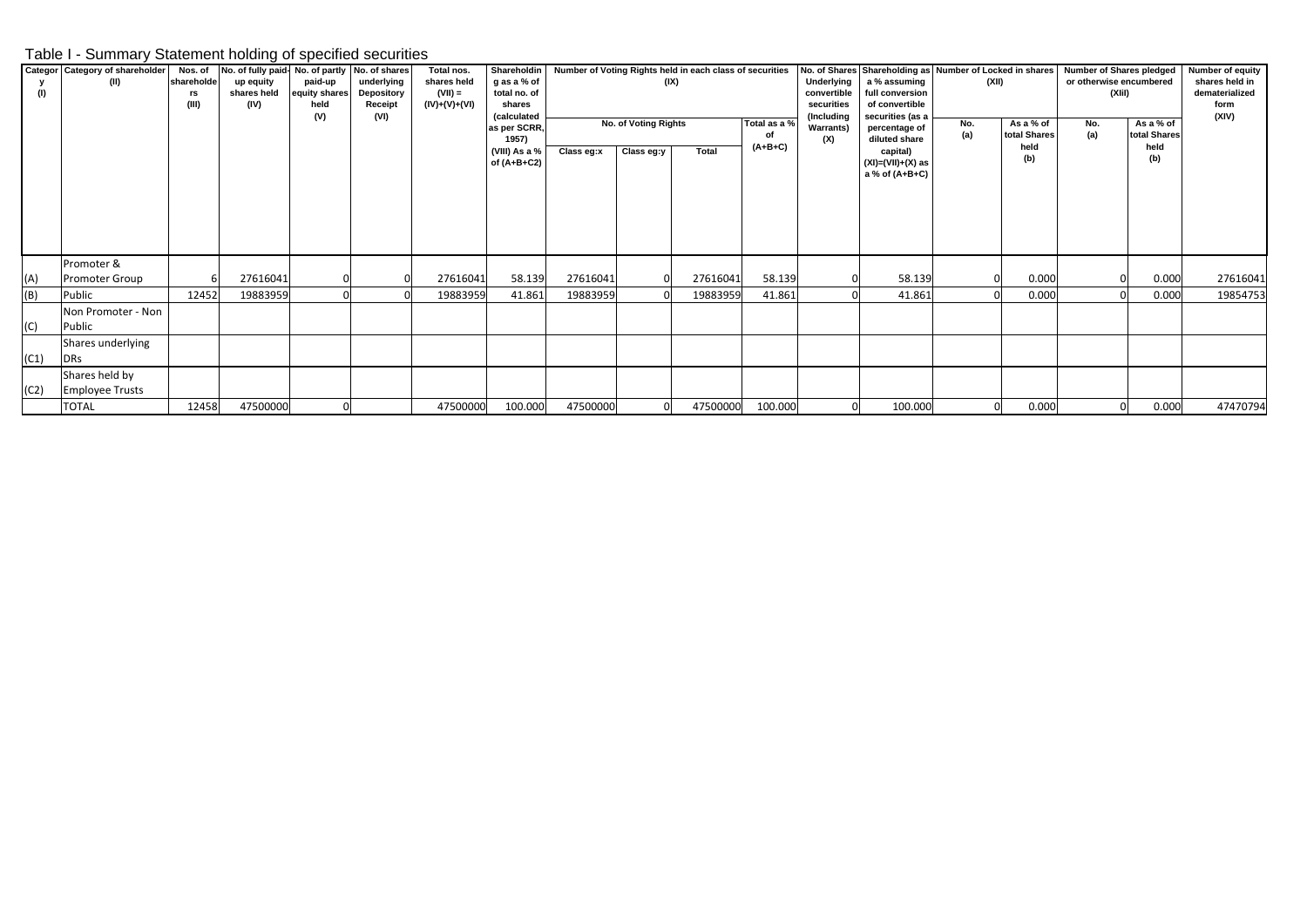## Table I - Summary Statement holding of specified securities

| Category (I) | Category of shareholder (II) | Nos. of shareholders (III) | No. of fully paid-up equity shares held (IV) | No. of partly paid-up equity shares held (V) | No. of shares underlying Depository Receipt (VI) | Total nos. shares held (VII) = (IV)+(V)+(VI) | Shareholding as a % of total no. of shares (calculated as per SCRR, 1957) (VIII) As a % of (A+B+C2) | Number of Voting Rights held in each class of securities (IX) | | | | No. of Shares Underlying convertible securities (Including Warrants) (X) | Shareholding as a % assuming full conversion of convertible securities (as a percentage of diluted share capital) (XI)=(VII)+(X) as a % of (A+B+C) | Number of Locked in shares (XII) | | Number of Shares pledged or otherwise encumbered (XIII) | | Number of equity shares held in dematerialized form (XIV) |
|---|---|---|---|---|---|---|---|---|---|---|---|---|---|---|---|---|---|---|
| | | | | | | | | No. of Voting Rights | | | Total as a % of (A+B+C) | | | No. (a) | As a % of total Shares held (b) | No. (a) | As a % of total Shares held (b) | |
| | | | | | | | | Class eg:x | Class eg:y | Total | | | | | | | | |
| (A) | Promoter & Promoter Group | 6 | 27616041 | 0 | 0 | 27616041 | 58.139 | 27616041 | 0 | 27616041 | 58.139 | 0 | 58.139 | 0 | 0.000 | 0 | 0.000 | 27616041 |
| (B) | Public | 12452 | 19883959 | 0 | 0 | 19883959 | 41.861 | 19883959 | 0 | 19883959 | 41.861 | 0 | 41.861 | 0 | 0.000 | 0 | 0.000 | 19854753 |
| (C) | Non Promoter - Non Public | | | | | | | | | | | | | | | | | |
| (C1) | Shares underlying DRs | | | | | | | | | | | | | | | | | |
| (C2) | Shares held by Employee Trusts | | | | | | | | | | | | | | | | | |
| | TOTAL | 12458 | 47500000 | 0 | | 47500000 | 100.000 | 47500000 | 0 | 47500000 | 100.000 | 0 | 100.000 | 0 | 0.000 | 0 | 0.000 | 47470794 |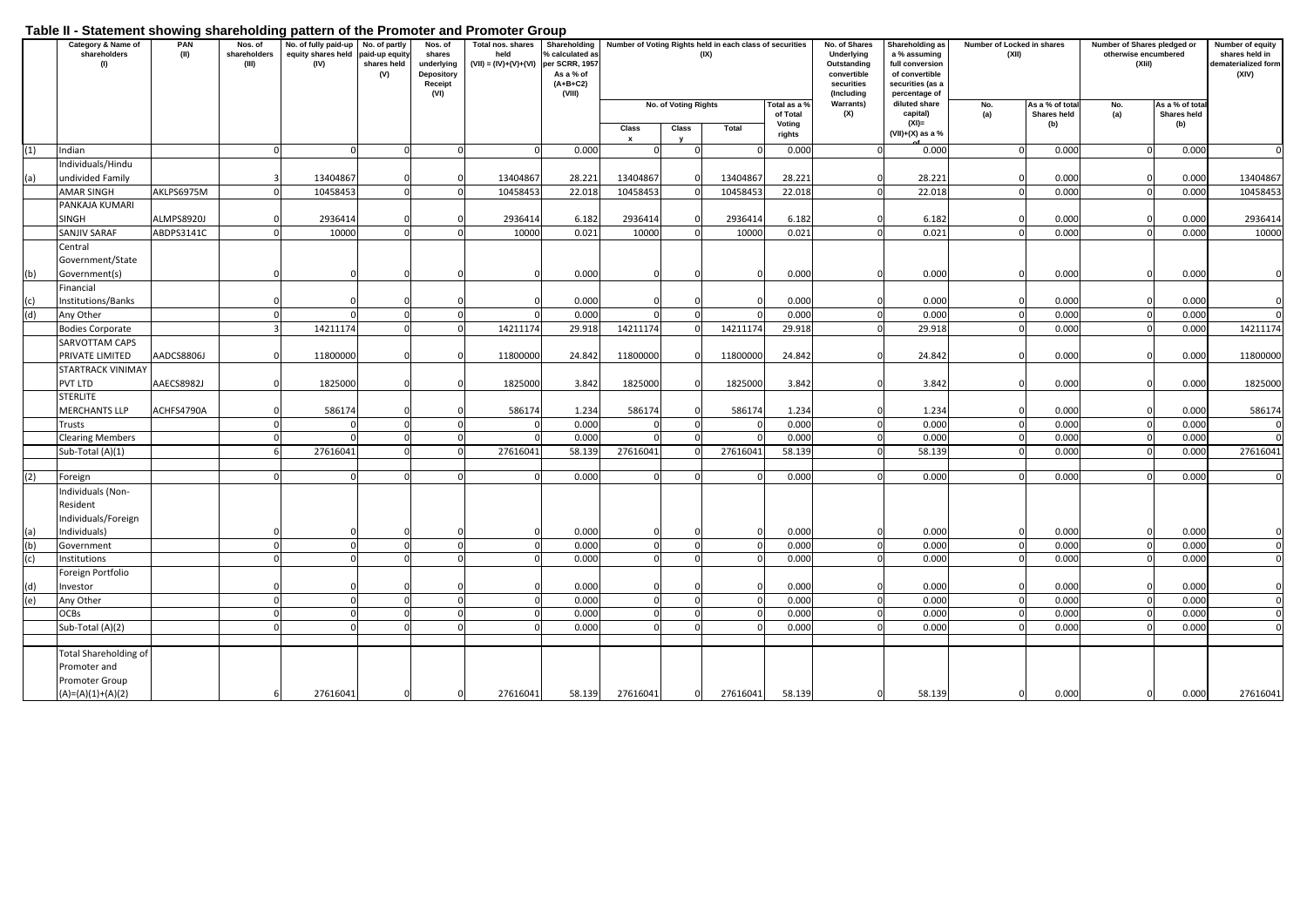## Table II - Statement showing shareholding pattern of the Promoter and Promoter Group

| | Category & Name of shareholders (I) | PAN (II) | Nos. of shareholders (III) | No. of fully paid-up equity shares held (IV) | No. of partly paid-up equity shares held (V) | Nos. of shares underlying Depository Receipt (VI) | Total nos. shares held (VII) = (IV)+(V)+(VI) | Shareholding % calculated as per SCRR, 1957 As a % of (A+B+C2) (VIII) | Number of Voting Rights held in each class of securities (IX) | | | | No. of Shares Underlying Outstanding convertible securities (Including Warrants) (X) | Shareholding as a % assuming full conversion of convertible securities (as a percentage of diluted share capital) (XI)= (VII)+(X) as a % of | Number of Locked in shares (XII) | | Number of Shares pledged or otherwise encumbered (XIII) | | Number of equity shares held in dematerialized form (XIV) |
|---|---|---|---|---|---|---|---|---|---|---|---|---|---|---|---|---|---|---|---|
| | | | | | | | | | No. of Voting Rights | | | Total as a % of Total Voting rights | | | No. (a) | As a % of total Shares held (b) | No. (a) | As a % of total Shares held (b) | |
| | | | | | | | | | Class x | Class y | Total | | | | | | | | |
| (1) | Indian | | 0 | 0 | 0 | 0 | 0 | 0.000 | 0 | 0 | 0 | 0.000 | 0 | 0.000 | 0 | 0.000 | 0 | 0.000 | 0 |
| (a) | Individuals/Hindu undivided Family | | 3 | 13404867 | 0 | 0 | 13404867 | 28.221 | 13404867 | 0 | 13404867 | 28.221 | 0 | 28.221 | 0 | 0.000 | 0 | 0.000 | 13404867 |
| | AMAR SINGH | AKLPS6975M | 0 | 10458453 | 0 | 0 | 10458453 | 22.018 | 10458453 | 0 | 10458453 | 22.018 | 0 | 22.018 | 0 | 0.000 | 0 | 0.000 | 10458453 |
| | PANKAJA KUMARI SINGH | ALMPS8920J | 0 | 2936414 | 0 | 0 | 2936414 | 6.182 | 2936414 | 0 | 2936414 | 6.182 | 0 | 6.182 | 0 | 0.000 | 0 | 0.000 | 2936414 |
| | SANJIV SARAF | ABDPS3141C | 0 | 10000 | 0 | 0 | 10000 | 0.021 | 10000 | 0 | 10000 | 0.021 | 0 | 0.021 | 0 | 0.000 | 0 | 0.000 | 10000 |
| (b) | Central Government/State Government(s) | | 0 | 0 | 0 | 0 | 0 | 0.000 | 0 | 0 | 0 | 0.000 | 0 | 0.000 | 0 | 0.000 | 0 | 0.000 | 0 |
| (c) | Financial Institutions/Banks | | 0 | 0 | 0 | 0 | 0 | 0.000 | 0 | 0 | 0 | 0.000 | 0 | 0.000 | 0 | 0.000 | 0 | 0.000 | 0 |
| (d) | Any Other | | 0 | 0 | 0 | 0 | 0 | 0.000 | 0 | 0 | 0 | 0.000 | 0 | 0.000 | 0 | 0.000 | 0 | 0.000 | 0 |
| | Bodies Corporate | | 3 | 14211174 | 0 | 0 | 14211174 | 29.918 | 14211174 | 0 | 14211174 | 29.918 | 0 | 29.918 | 0 | 0.000 | 0 | 0.000 | 14211174 |
| | SARVOTTAM CAPS PRIVATE LIMITED | AADCS8806J | 0 | 11800000 | 0 | 0 | 11800000 | 24.842 | 11800000 | 0 | 11800000 | 24.842 | 0 | 24.842 | 0 | 0.000 | 0 | 0.000 | 11800000 |
| | STARTRACK VINIMAY PVT LTD | AAECS8982J | 0 | 1825000 | 0 | 0 | 1825000 | 3.842 | 1825000 | 0 | 1825000 | 3.842 | 0 | 3.842 | 0 | 0.000 | 0 | 0.000 | 1825000 |
| | STERLITE MERCHANTS LLP | ACHFS4790A | 0 | 586174 | 0 | 0 | 586174 | 1.234 | 586174 | 0 | 586174 | 1.234 | 0 | 1.234 | 0 | 0.000 | 0 | 0.000 | 586174 |
| | Trusts | | 0 | 0 | 0 | 0 | 0 | 0.000 | 0 | 0 | 0 | 0.000 | 0 | 0.000 | 0 | 0.000 | 0 | 0.000 | 0 |
| | Clearing Members | | 0 | 0 | 0 | 0 | 0 | 0.000 | 0 | 0 | 0 | 0.000 | 0 | 0.000 | 0 | 0.000 | 0 | 0.000 | 0 |
| | Sub-Total (A)(1) | | 6 | 27616041 | 0 | 0 | 27616041 | 58.139 | 27616041 | 0 | 27616041 | 58.139 | 0 | 58.139 | 0 | 0.000 | 0 | 0.000 | 27616041 |
| (2) | Foreign | | 0 | 0 | 0 | 0 | 0 | 0.000 | 0 | 0 | 0 | 0.000 | 0 | 0.000 | 0 | 0.000 | 0 | 0.000 | 0 |
| (a) | Individuals (Non-Resident Individuals/Foreign Individuals) | | 0 | 0 | 0 | 0 | 0 | 0.000 | 0 | 0 | 0 | 0.000 | 0 | 0.000 | 0 | 0.000 | 0 | 0.000 | 0 |
| (b) | Government | | 0 | 0 | 0 | 0 | 0 | 0.000 | 0 | 0 | 0 | 0.000 | 0 | 0.000 | 0 | 0.000 | 0 | 0.000 | 0 |
| (c) | Institutions | | 0 | 0 | 0 | 0 | 0 | 0.000 | 0 | 0 | 0 | 0.000 | 0 | 0.000 | 0 | 0.000 | 0 | 0.000 | 0 |
| (d) | Foreign Portfolio Investor | | 0 | 0 | 0 | 0 | 0 | 0.000 | 0 | 0 | 0 | 0.000 | 0 | 0.000 | 0 | 0.000 | 0 | 0.000 | 0 |
| (e) | Any Other | | 0 | 0 | 0 | 0 | 0 | 0.000 | 0 | 0 | 0 | 0.000 | 0 | 0.000 | 0 | 0.000 | 0 | 0.000 | 0 |
| | OCBs | | 0 | 0 | 0 | 0 | 0 | 0.000 | 0 | 0 | 0 | 0.000 | 0 | 0.000 | 0 | 0.000 | 0 | 0.000 | 0 |
| | Sub-Total (A)(2) | | 0 | 0 | 0 | 0 | 0 | 0.000 | 0 | 0 | 0 | 0.000 | 0 | 0.000 | 0 | 0.000 | 0 | 0.000 | 0 |
| | Total Shareholding of Promoter and Promoter Group (A)=(A)(1)+(A)(2) | | 6 | 27616041 | 0 | 0 | 27616041 | 58.139 | 27616041 | 0 | 27616041 | 58.139 | 0 | 58.139 | 0 | 0.000 | 0 | 0.000 | 27616041 |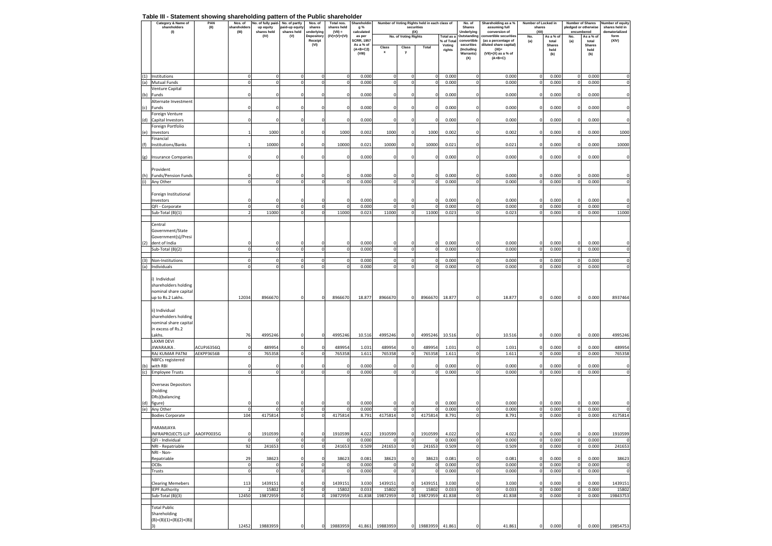## Table III - Statement showing shareholding pattern of the Public shareholder

| | Category & Name of shareholders (I) | PAN (II) | Nos. of shareholders (III) | No. of fully paid-up equity shares held (IV) | No. of partly paid-up equity shares held (V) | Nos. of shares underlying Depository Receipt (VI) | Total nos. shares held (VII) = (IV)+(V)+(VI) | Shareholding % calculated as per SCRR, 1957 As a % of (A+B+C2) (VIII) | Number of Voting Rights held in each class of securities (IX) | | | | No. of Shares Underlying Outstanding convertible securities (including Warrants) (X) | Shareholding as a % assuming full conversion of convertible securities (as a percentage of diluted share capital) (XI)= (VII)+(X) as a % of (A+B+C) | Number of Locked in shares (XII) | | Number of Shares pledged or otherwise encumbered | | Number of equity shares held in dematerialized form (XIV) |
|---|---|---|---|---|---|---|---|---|---|---|---|---|---|---|---|---|---|---|---|
| | | | | | | | | | No. of Voting Rights | | | Total as a % of Total Voting rights | | | No. (a) | As a % of total Shares held (b) | No. (a) | As a % of total Shares held (b) | |
| | | | | | | | | | Class x | Class y | Total | | | | | | | | |
| (1) | Institutions | | 0 | 0 | 0 | 0 | 0 | 0.000 | 0 | 0 | 0 | 0.000 | 0 | 0.000 | 0 | 0.000 | 0 | 0.000 | 0 |
| (a) | Mutual Funds | | 0 | 0 | 0 | 0 | 0 | 0.000 | 0 | 0 | 0 | 0.000 | 0 | 0.000 | 0 | 0.000 | 0 | 0.000 | 0 |
| (b) | Venture Capital Funds | | 0 | 0 | 0 | 0 | 0 | 0.000 | 0 | 0 | 0 | 0.000 | 0 | 0.000 | 0 | 0.000 | 0 | 0.000 | 0 |
| (c) | Alternate Investment Funds | | 0 | 0 | 0 | 0 | 0 | 0.000 | 0 | 0 | 0 | 0.000 | 0 | 0.000 | 0 | 0.000 | 0 | 0.000 | 0 |
| (d) | Foreign Venture Capital Investors | | 0 | 0 | 0 | 0 | 0 | 0.000 | 0 | 0 | 0 | 0.000 | 0 | 0.000 | 0 | 0.000 | 0 | 0.000 | 0 |
| (e) | Foreign Portfolio Investors | | 1 | 1000 | 0 | 0 | 1000 | 0.002 | 1000 | 0 | 1000 | 0.002 | 0 | 0.002 | 0 | 0.000 | 0 | 0.000 | 1000 |
| (f) | Financial Institutions/Banks | | 1 | 10000 | 0 | 0 | 10000 | 0.021 | 10000 | 0 | 10000 | 0.021 | 0 | 0.021 | 0 | 0.000 | 0 | 0.000 | 10000 |
| (g) | Insurance Companies | | 0 | 0 | 0 | 0 | 0 | 0.000 | 0 | 0 | 0 | 0.000 | 0 | 0.000 | 0 | 0.000 | 0 | 0.000 | 0 |
| (h) | Provident Funds/Pension Funds | | 0 | 0 | 0 | 0 | 0 | 0.000 | 0 | 0 | 0 | 0.000 | 0 | 0.000 | 0 | 0.000 | 0 | 0.000 | 0 |
| (i) | Any Other | | 0 | 0 | 0 | 0 | 0 | 0.000 | 0 | 0 | 0 | 0.000 | 0 | 0.000 | 0 | 0.000 | 0 | 0.000 | 0 |
| | Foreign Institutional Investors | | 0 | 0 | 0 | 0 | 0 | 0.000 | 0 | 0 | 0 | 0.000 | 0 | 0.000 | 0 | 0.000 | 0 | 0.000 | 0 |
| | QFI - Corporate | | 0 | 0 | 0 | 0 | 0 | 0.000 | 0 | 0 | 0 | 0.000 | 0 | 0.000 | 0 | 0.000 | 0 | 0.000 | 0 |
| | Sub-Total (B)(1) | | 2 | 11000 | 0 | 0 | 11000 | 0.023 | 11000 | 0 | 11000 | 0.023 | 0 | 0.023 | 0 | 0.000 | 0 | 0.000 | 11000 |
| (2) | Central Government/State Government(s)/President of India | | 0 | 0 | 0 | 0 | 0 | 0.000 | 0 | 0 | 0 | 0.000 | 0 | 0.000 | 0 | 0.000 | 0 | 0.000 | 0 |
| | Sub-Total (B)(2) | | 0 | 0 | 0 | 0 | 0 | 0.000 | 0 | 0 | 0 | 0.000 | 0 | 0.000 | 0 | 0.000 | 0 | 0.000 | 0 |
| (3) | Non-Institutions | | 0 | 0 | 0 | 0 | 0 | 0.000 | 0 | 0 | 0 | 0.000 | 0 | 0.000 | 0 | 0.000 | 0 | 0.000 | 0 |
| (a) | Individuals | | 0 | 0 | 0 | 0 | 0 | 0.000 | 0 | 0 | 0 | 0.000 | 0 | 0.000 | 0 | 0.000 | 0 | 0.000 | 0 |
| | i) Individual shareholders holding nominal share capital up to Rs.2 Lakhs. | | 12034 | 8966670 | 0 | 0 | 8966670 | 18.877 | 8966670 | 0 | 8966670 | 18.877 | 0 | 18.877 | 0 | 0.000 | 0 | 0.000 | 8937464 |
| | ii) Individual shareholders holding nominal share capital in excess of Rs.2 Lakhs. | | 76 | 4995246 | 0 | 0 | 4995246 | 10.516 | 4995246 | 0 | 4995246 | 10.516 | 0 | 10.516 | 0 | 0.000 | 0 | 0.000 | 4995246 |
| | LAXMI DEVI JIWARAJKA . | ACUPJ6356Q | 0 | 489954 | 0 | 0 | 489954 | 1.031 | 489954 | 0 | 489954 | 1.031 | 0 | 1.031 | 0 | 0.000 | 0 | 0.000 | 489954 |
| | RAJ KUMAR PATNI | AEKPP3656B | 0 | 765358 | 0 | 0 | 765358 | 1.611 | 765358 | 0 | 765358 | 1.611 | 0 | 1.611 | 0 | 0.000 | 0 | 0.000 | 765358 |
| (b) | NBFCs registered with RBI | | 0 | 0 | 0 | 0 | 0 | 0.000 | 0 | 0 | 0 | 0.000 | 0 | 0.000 | 0 | 0.000 | 0 | 0.000 | 0 |
| (c) | Employee Trusts | | 0 | 0 | 0 | 0 | 0 | 0.000 | 0 | 0 | 0 | 0.000 | 0 | 0.000 | 0 | 0.000 | 0 | 0.000 | 0 |
| (d) | Overseas Depositors (holding DRs)(balancing figure) | | 0 | 0 | 0 | 0 | 0 | 0.000 | 0 | 0 | 0 | 0.000 | 0 | 0.000 | 0 | 0.000 | 0 | 0.000 | 0 |
| (e) | Any Other | | 0 | 0 | 0 | 0 | 0 | 0.000 | 0 | 0 | 0 | 0.000 | 0 | 0.000 | 0 | 0.000 | 0 | 0.000 | 0 |
| | Bodies Corporate | | 104 | 4175814 | 0 | 0 | 4175814 | 8.791 | 4175814 | 0 | 4175814 | 8.791 | 0 | 8.791 | 0 | 0.000 | 0 | 0.000 | 4175814 |
| | PARAMJAYA INFRAPROJECTS LLP | AAOFP0035G | 0 | 1910599 | 0 | 0 | 1910599 | 4.022 | 1910599 | 0 | 1910599 | 4.022 | 0 | 4.022 | 0 | 0.000 | 0 | 0.000 | 1910599 |
| | QFI - Individual | | 0 | 0 | 0 | 0 | 0 | 0.000 | 0 | 0 | 0 | 0.000 | 0 | 0.000 | 0 | 0.000 | 0 | 0.000 | 0 |
| | NRI - Repatriable | | 92 | 241653 | 0 | 0 | 241653 | 0.509 | 241653 | 0 | 241653 | 0.509 | 0 | 0.509 | 0 | 0.000 | 0 | 0.000 | 241653 |
| | NRI - Non-Repatriable | | 29 | 38623 | 0 | 0 | 38623 | 0.081 | 38623 | 0 | 38623 | 0.081 | 0 | 0.081 | 0 | 0.000 | 0 | 0.000 | 38623 |
| | OCBs | | 0 | 0 | 0 | 0 | 0 | 0.000 | 0 | 0 | 0 | 0.000 | 0 | 0.000 | 0 | 0.000 | 0 | 0.000 | 0 |
| | Trusts | | 0 | 0 | 0 | 0 | 0 | 0.000 | 0 | 0 | 0 | 0.000 | 0 | 0.000 | 0 | 0.000 | 0 | 0.000 | 0 |
| | Clearing Memebers | | 113 | 1439151 | 0 | 0 | 1439151 | 3.030 | 1439151 | 0 | 1439151 | 3.030 | 0 | 3.030 | 0 | 0.000 | 0 | 0.000 | 1439151 |
| | IEPF Authority | | 2 | 15802 | 0 | 0 | 15802 | 0.033 | 15802 | 0 | 15802 | 0.033 | 0 | 0.033 | 0 | 0.000 | 0 | 0.000 | 15802 |
| | Sub-Total (B)(3) | | 12450 | 19872959 | 0 | 0 | 19872959 | 41.838 | 19872959 | 0 | 19872959 | 41.838 | 0 | 41.838 | 0 | 0.000 | 0 | 0.000 | 19843753 |
| | Total Public Shareholding (B)=(B)(1)+(B)(2)+(B)(3) | | 12452 | 19883959 | 0 | 0 | 19883959 | 41.861 | 19883959 | 0 | 19883959 | 41.861 | 0 | 41.861 | 0 | 0.000 | 0 | 0.000 | 19854753 |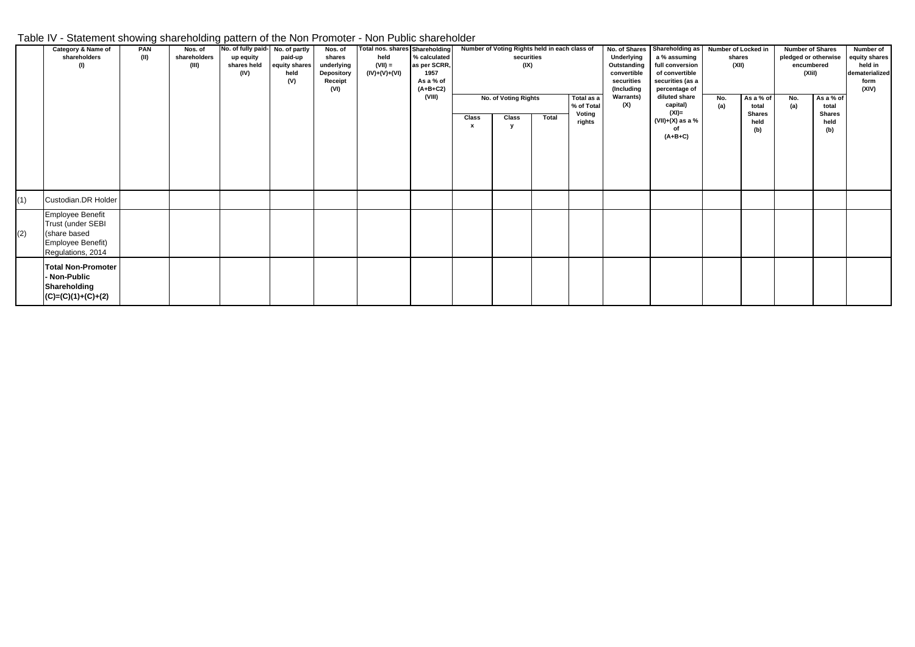Table IV - Statement showing shareholding pattern of the Non Promoter - Non Public shareholder

| | Category & Name of shareholders (I) | PAN (II) | Nos. of shareholders (III) | No. of fully paid-up equity shares held (IV) | No. of partly paid-up equity shares held (V) | Nos. of shares underlying Depository Receipt (VI) | Total nos. shares held (VII) = (IV)+(V)+(VI) | Shareholding % calculated as per SCRR, 1957 As a % of (A+B+C2) (VIII) | Number of Voting Rights held in each class of securities (IX) | | | | No. of Shares Underlying Outstanding convertible securities (Including Warrants) (X) | Shareholding as a % assuming full conversion of convertible securities (as a percentage of diluted share capital) (XI)= (VII)+(X) as a % of (A+B+C) | Number of Locked in shares (XII) | | Number of Shares pledged or otherwise encumbered (XIII) | | Number of equity shares held in dematerialized form (XIV) |
|---|---|---|---|---|---|---|---|---|---|---|---|---|---|---|---|---|---|---|---|
| | | | | | | | | | No. of Voting Rights | | | Total as a % of Total Voting rights | | | No. (a) | As a % of total Shares held (b) | No. (a) | As a % of total Shares held (b) | |
| | | | | | | | | | Class x | Class y | Total | | | | | | | | |
| (1) | Custodian.DR Holder | | | | | | | | | | | | | | | | | | |
| (2) | Employee Benefit Trust (under SEBI (share based Employee Benefit) Regulations, 2014 | | | | | | | | | | | | | | | | | | |
| | **Total Non-Promoter - Non-Public Shareholding (C)=(C)(1)+(C)+(2)** | | | | | | | | | | | | | | | | | | |